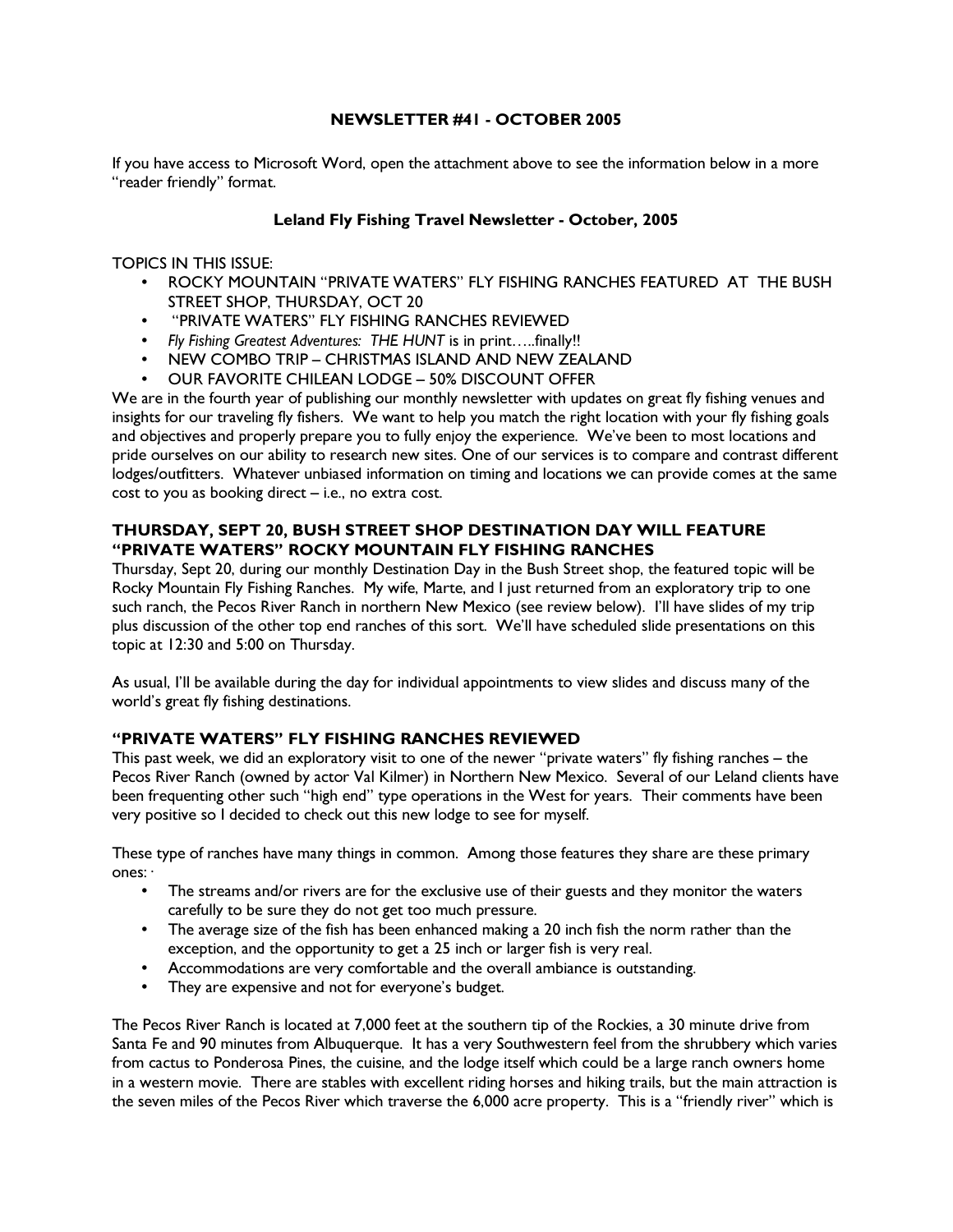**NEWSLETTER #41 - OCTOBER 2005**

If you have access to Microsoft Word, open the attachment above to see the information below in a more "reader friendly" format.

**Leland Fly Fishing Travel Newsletter - October, 2005**

TOPICS IN THIS ISSUE:

- ROCKY MOUNTAIN "PRIVATE WATERS" FLY FISHING RANCHES FEATURED AT THE BUSH STREET SHOP, THURSDAY, OCT 20
- "PRIVATE WATERS" FLY FISHING RANCHES REVIEWED
- *Fly Fishing Greatest Adventures: THE HUNT* is in print…..finally!!
- NEW COMBO TRIP – CHRISTMAS ISLAND AND NEW ZEALAND
- OUR FAVORITE CHILEAN LODGE – 50% DISCOUNT OFFER

We are in the fourth year of publishing our monthly newsletter with updates on great fly fishing venues and insights for our traveling fly fishers. We want to help you match the right location with your fly fishing goals and objectives and properly prepare you to fully enjoy the experience. We've been to most locations and pride ourselves on our ability to research new sites. One of our services is to compare and contrast different lodges/outfitters. Whatever unbiased information on timing and locations we can provide comes at the same cost to you as booking direct – i.e., no extra cost.

### THURSDAY, SEPT 20, BUSH STREET SHOP DESTINATION DAY WILL FEATURE "PRIVATE WATERS" ROCKY MOUNTAIN FLY FISHING RANCHES

Thursday, Sept 20, during our monthly Destination Day in the Bush Street shop, the featured topic will be Rocky Mountain Fly Fishing Ranches. My wife, Marte, and I just returned from an exploratory trip to one such ranch, the Pecos River Ranch in northern New Mexico (see review below). I'll have slides of my trip plus discussion of the other top end ranches of this sort. We'll have scheduled slide presentations on this topic at 12:30 and 5:00 on Thursday.

As usual, I'll be available during the day for individual appointments to view slides and discuss many of the world's great fly fishing destinations.

### "PRIVATE WATERS" FLY FISHING RANCHES REVIEWED

This past week, we did an exploratory visit to one of the newer "private waters" fly fishing ranches – the Pecos River Ranch (owned by actor Val Kilmer) in Northern New Mexico. Several of our Leland clients have been frequenting other such "high end" type operations in the West for years. Their comments have been very positive so I decided to check out this new lodge to see for myself.

These type of ranches have many things in common. Among those features they share are these primary ones: ·

- The streams and/or rivers are for the exclusive use of their guests and they monitor the waters carefully to be sure they do not get too much pressure.
- The average size of the fish has been enhanced making a 20 inch fish the norm rather than the exception, and the opportunity to get a 25 inch or larger fish is very real.
- Accommodations are very comfortable and the overall ambiance is outstanding.
- They are expensive and not for everyone's budget.

The Pecos River Ranch is located at 7,000 feet at the southern tip of the Rockies, a 30 minute drive from Santa Fe and 90 minutes from Albuquerque. It has a very Southwestern feel from the shrubbery which varies from cactus to Ponderosa Pines, the cuisine, and the lodge itself which could be a large ranch owners home in a western movie. There are stables with excellent riding horses and hiking trails, but the main attraction is the seven miles of the Pecos River which traverse the 6,000 acre property. This is a "friendly river" which is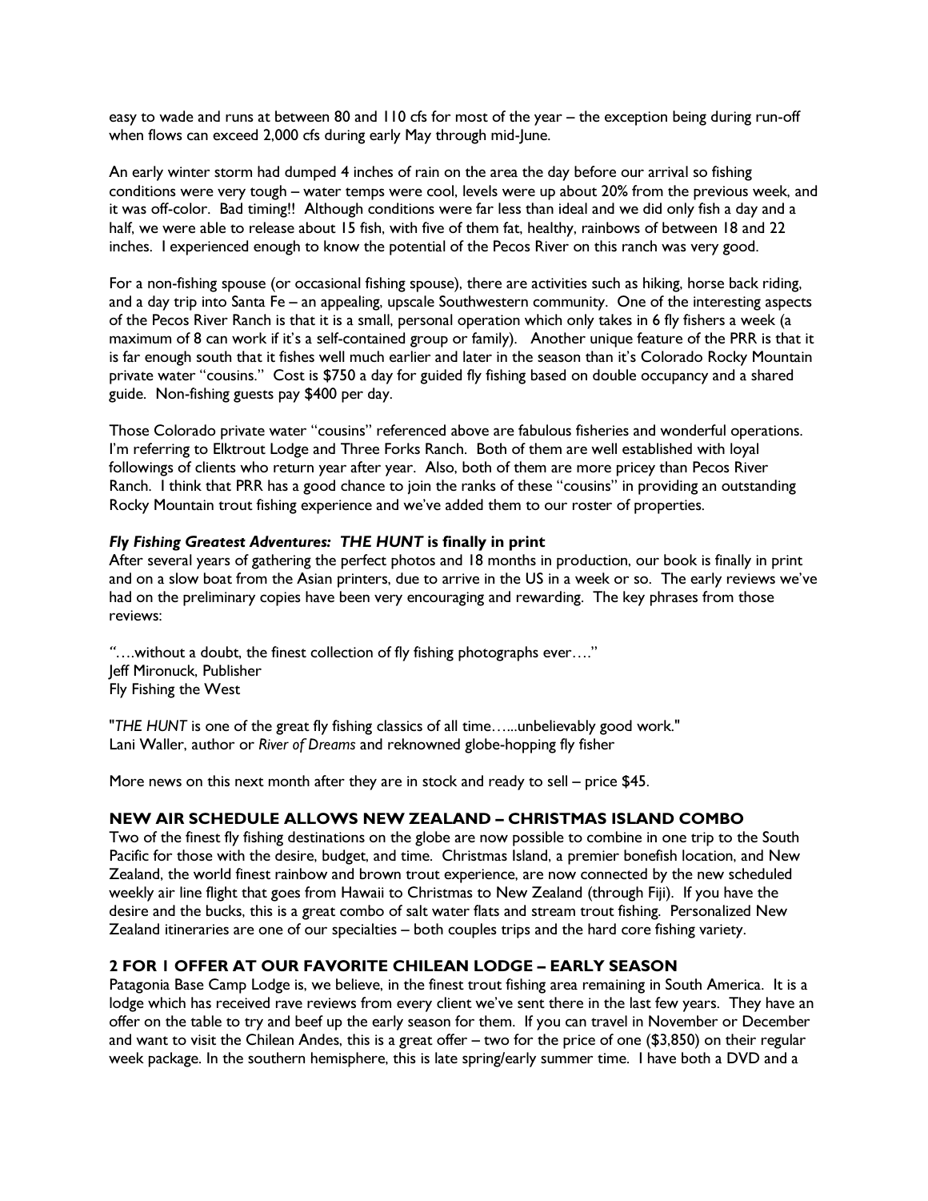easy to wade and runs at between 80 and 110 cfs for most of the year – the exception being during run-off when flows can exceed 2,000 cfs during early May through mid-June.

An early winter storm had dumped 4 inches of rain on the area the day before our arrival so fishing conditions were very tough – water temps were cool, levels were up about 20% from the previous week, and it was off-color. Bad timing!! Although conditions were far less than ideal and we did only fish a day and a half, we were able to release about 15 fish, with five of them fat, healthy, rainbows of between 18 and 22 inches. I experienced enough to know the potential of the Pecos River on this ranch was very good.

For a non-fishing spouse (or occasional fishing spouse), there are activities such as hiking, horse back riding, and a day trip into Santa Fe – an appealing, upscale Southwestern community. One of the interesting aspects of the Pecos River Ranch is that it is a small, personal operation which only takes in 6 fly fishers a week (a maximum of 8 can work if it's a self-contained group or family). Another unique feature of the PRR is that it is far enough south that it fishes well much earlier and later in the season than it's Colorado Rocky Mountain private water "cousins." Cost is $750 a day for guided fly fishing based on double occupancy and a shared guide. Non-fishing guests pay $400 per day.

Those Colorado private water "cousins" referenced above are fabulous fisheries and wonderful operations. I'm referring to Elktrout Lodge and Three Forks Ranch. Both of them are well established with loyal followings of clients who return year after year. Also, both of them are more pricey than Pecos River Ranch. I think that PRR has a good chance to join the ranks of these "cousins" in providing an outstanding Rocky Mountain trout fishing experience and we've added them to our roster of properties.

***Fly Fishing Greatest Adventures: THE HUNT* is finally in print**

After several years of gathering the perfect photos and 18 months in production, our book is finally in print and on a slow boat from the Asian printers, due to arrive in the US in a week or so. The early reviews we've had on the preliminary copies have been very encouraging and rewarding. The key phrases from those reviews:

"….without a doubt, the finest collection of fly fishing photographs ever…."
Jeff Mironuck, Publisher
Fly Fishing the West

"*THE HUNT* is one of the great fly fishing classics of all time…...unbelievably good work."
Lani Waller, author or *River of Dreams* and reknowned globe-hopping fly fisher

More news on this next month after they are in stock and ready to sell – price $45.

## NEW AIR SCHEDULE ALLOWS NEW ZEALAND – CHRISTMAS ISLAND COMBO

Two of the finest fly fishing destinations on the globe are now possible to combine in one trip to the South Pacific for those with the desire, budget, and time. Christmas Island, a premier bonefish location, and New Zealand, the world finest rainbow and brown trout experience, are now connected by the new scheduled weekly air line flight that goes from Hawaii to Christmas to New Zealand (through Fiji). If you have the desire and the bucks, this is a great combo of salt water flats and stream trout fishing. Personalized New Zealand itineraries are one of our specialties – both couples trips and the hard core fishing variety.

## 2 FOR 1 OFFER AT OUR FAVORITE CHILEAN LODGE – EARLY SEASON

Patagonia Base Camp Lodge is, we believe, in the finest trout fishing area remaining in South America. It is a lodge which has received rave reviews from every client we've sent there in the last few years. They have an offer on the table to try and beef up the early season for them. If you can travel in November or December and want to visit the Chilean Andes, this is a great offer – two for the price of one ($3,850) on their regular week package. In the southern hemisphere, this is late spring/early summer time. I have both a DVD and a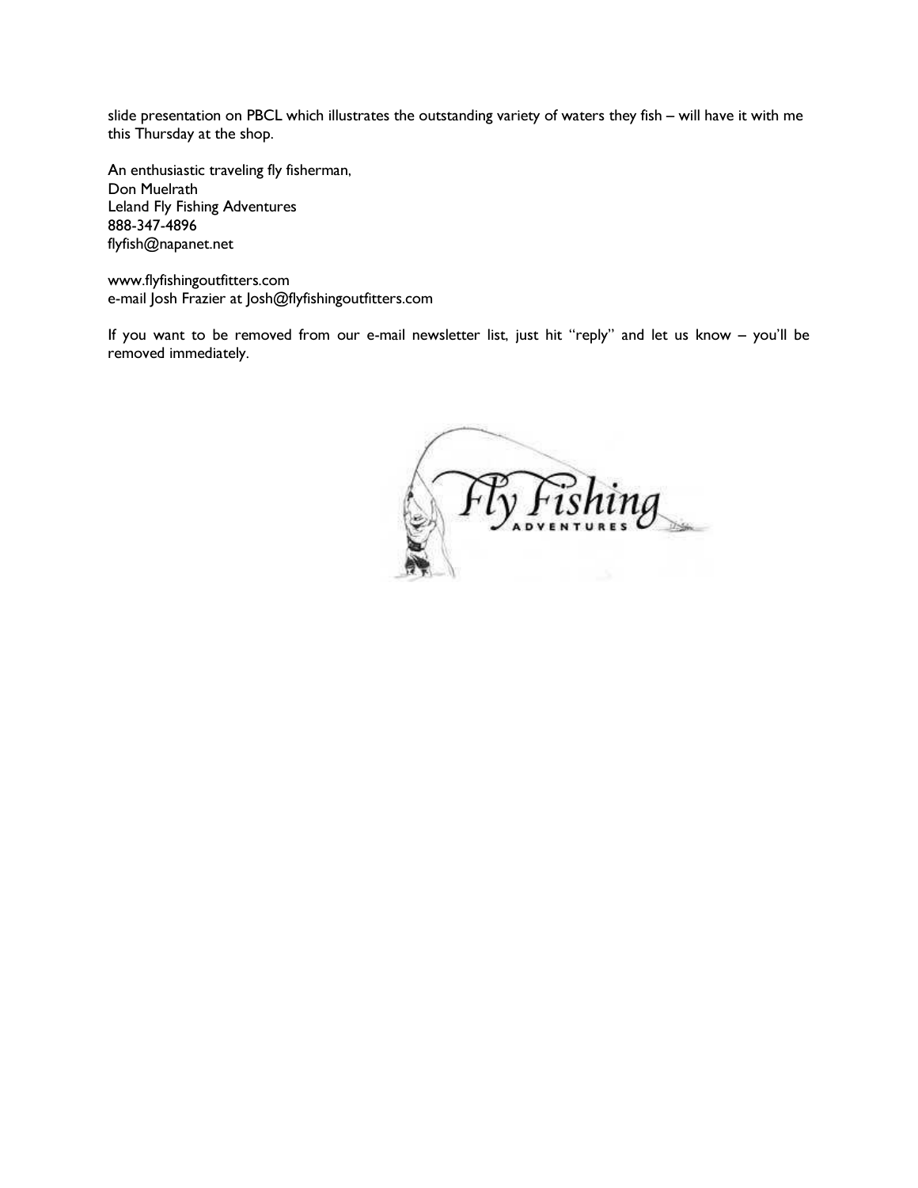slide presentation on PBCL which illustrates the outstanding variety of waters they fish – will have it with me this Thursday at the shop.

An enthusiastic traveling fly fisherman,
Don Muelrath
Leland Fly Fishing Adventures
888-347-4896
flyfish@napanet.net

www.flyfishingoutfitters.com
e-mail Josh Frazier at Josh@flyfishingoutfitters.com

If you want to be removed from our e-mail newsletter list, just hit "reply" and let us know – you'll be removed immediately.